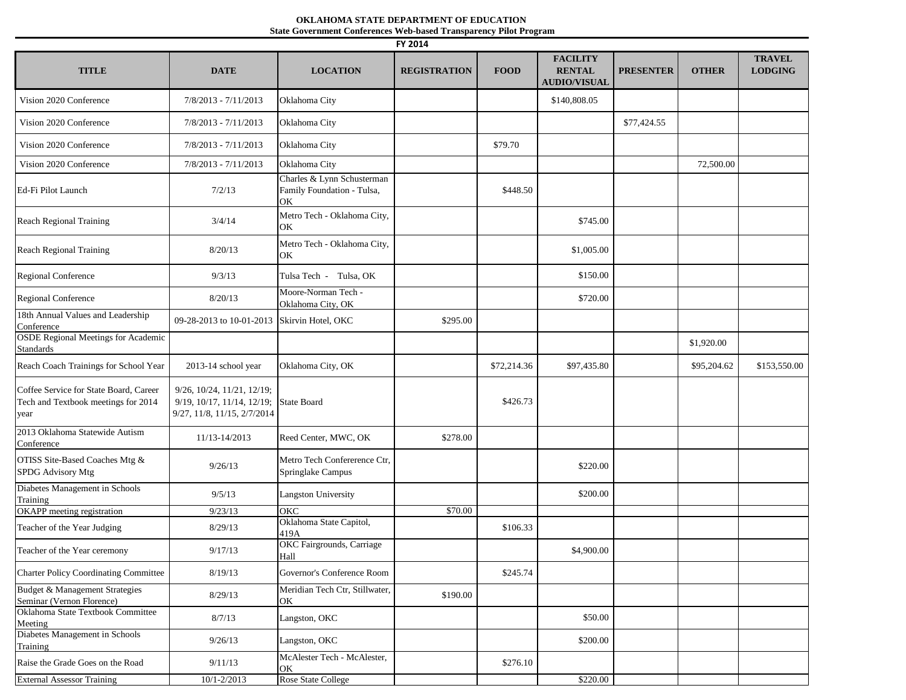**OKLAHOMA STATE DEPARTMENT OF EDUCATION**
**State Government Conferences Web-based Transparency Pilot Program**

**FY 2014**

| TITLE | DATE | LOCATION | REGISTRATION | FOOD | FACILITY RENTAL AUDIO/VISUAL | PRESENTER | OTHER | TRAVEL LODGING |
|---|---|---|---|---|---|---|---|---|
| Vision 2020 Conference | 7/8/2013 - 7/11/2013 | Oklahoma City | | | $140,808.05 | | | |
| Vision 2020 Conference | 7/8/2013 - 7/11/2013 | Oklahoma City | | | | $77,424.55 | | |
| Vision 2020 Conference | 7/8/2013 - 7/11/2013 | Oklahoma City | | $79.70 | | | | |
| Vision 2020 Conference | 7/8/2013 - 7/11/2013 | Oklahoma City | | | | | 72,500.00 | |
| Ed-Fi Pilot Launch | 7/2/13 | Charles & Lynn Schusterman Family Foundation - Tulsa, OK | | $448.50 | | | | |
| Reach Regional Training | 3/4/14 | Metro Tech - Oklahoma City, OK | | | $745.00 | | | |
| Reach Regional Training | 8/20/13 | Metro Tech - Oklahoma City, OK | | | $1,005.00 | | | |
| Regional Conference | 9/3/13 | Tulsa Tech - Tulsa, OK | | | $150.00 | | | |
| Regional Conference | 8/20/13 | Moore-Norman Tech - Oklahoma City, OK | | | $720.00 | | | |
| 18th Annual Values and Leadership Conference | 09-28-2013 to 10-01-2013 | Skirvin Hotel, OKC | $295.00 | | | | | |
| OSDE Regional Meetings for Academic Standards | | | | | | | $1,920.00 | |
| Reach Coach Trainings for School Year | 2013-14 school year | Oklahoma City, OK | | $72,214.36 | $97,435.80 | | $95,204.62 | $153,550.00 |
| Coffee Service for State Board, Career Tech and Textbook meetings for 2014 year | 9/26, 10/24, 11/21, 12/19; 9/19, 10/17, 11/14, 12/19; 9/27, 11/8, 11/15, 2/7/2014 | State Board | | $426.73 | | | | |
| 2013 Oklahoma Statewide Autism Conference | 11/13-14/2013 | Reed Center, MWC, OK | $278.00 | | | | | |
| OTISS Site-Based Coaches Mtg & SPDG Advisory Mtg | 9/26/13 | Metro Tech Confererence Ctr, Springlake Campus | | | $220.00 | | | |
| Diabetes Management in Schools Training | 9/5/13 | Langston University | | | $200.00 | | | |
| OKAPP meeting registration | 9/23/13 | OKC | $70.00 | | | | | |
| Teacher of the Year Judging | 8/29/13 | Oklahoma State Capitol, 419A | | $106.33 | | | | |
| Teacher of the Year ceremony | 9/17/13 | OKC Fairgrounds, Carriage Hall | | | $4,900.00 | | | |
| Charter Policy Coordinating Committee | 8/19/13 | Governor's Conference Room | | $245.74 | | | | |
| Budget & Management Strategies Seminar (Vernon Florence) | 8/29/13 | Meridian Tech Ctr, Stillwater, OK | $190.00 | | | | | |
| Oklahoma State Textbook Committee Meeting | 8/7/13 | Langston, OKC | | | $50.00 | | | |
| Diabetes Management in Schools Training | 9/26/13 | Langston, OKC | | | $200.00 | | | |
| Raise the Grade Goes on the Road | 9/11/13 | McAlester Tech - McAlester, OK | | $276.10 | | | | |
| External Assessor Training | 10/1-2/2013 | Rose State College | | | $220.00 | | | |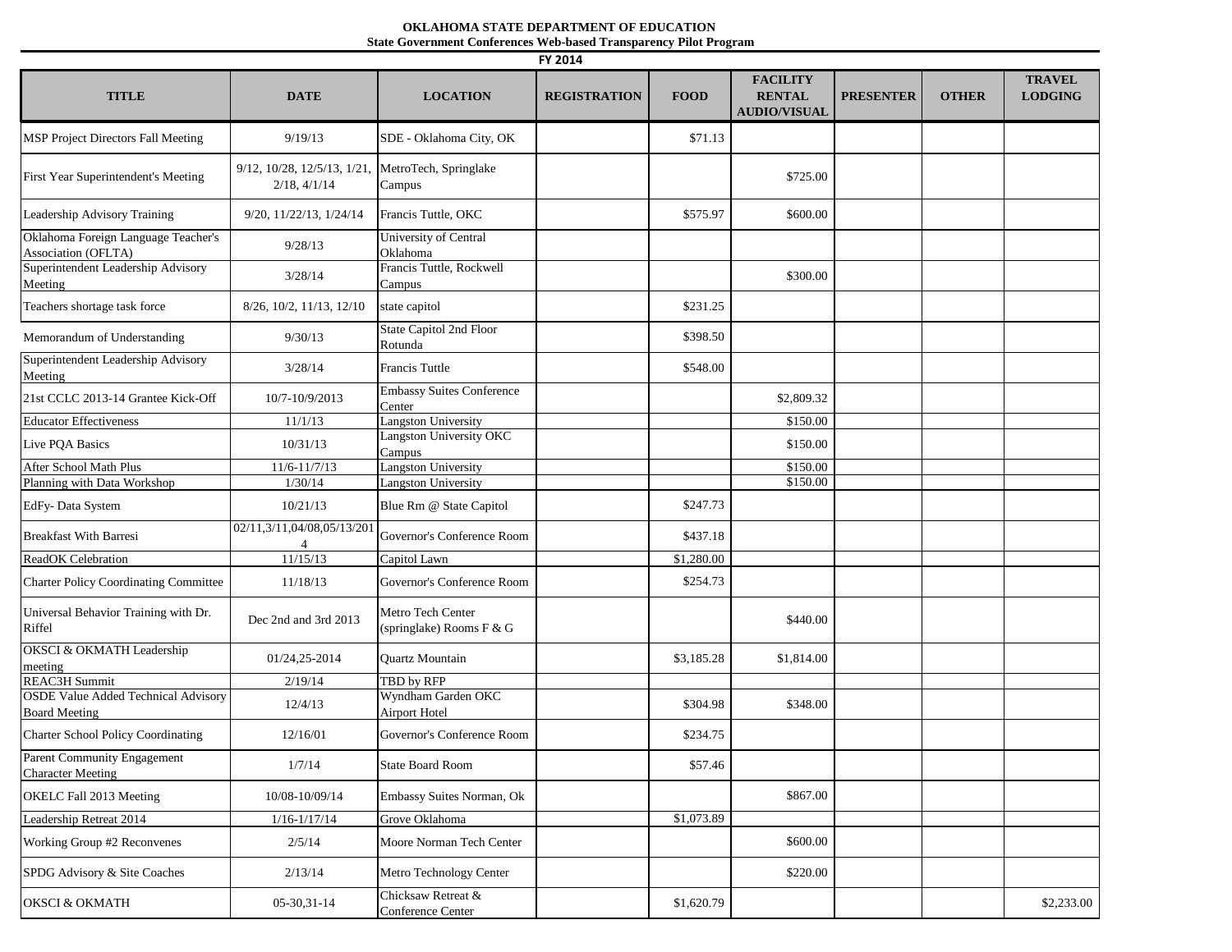**OKLAHOMA STATE DEPARTMENT OF EDUCATION**
**State Government Conferences Web-based Transparency Pilot Program**

**FY 2014**

| TITLE | DATE | LOCATION | REGISTRATION | FOOD | FACILITY RENTAL AUDIO/VISUAL | PRESENTER | OTHER | TRAVEL LODGING |
|---|---|---|---|---|---|---|---|---|
| MSP Project Directors Fall Meeting | 9/19/13 | SDE - Oklahoma City, OK | | $71.13 | | | | |
| First Year Superintendent's Meeting | 9/12, 10/28, 12/5/13, 1/21, 2/18, 4/1/14 | MetroTech, Springlake Campus | | | $725.00 | | | |
| Leadership Advisory Training | 9/20, 11/22/13, 1/24/14 | Francis Tuttle, OKC | | $575.97 | $600.00 | | | |
| Oklahoma Foreign Language Teacher's Association (OFLTA) | 9/28/13 | University of Central Oklahoma | | | | | | |
| Superintendent Leadership Advisory Meeting | 3/28/14 | Francis Tuttle, Rockwell Campus | | | $300.00 | | | |
| Teachers shortage task force | 8/26, 10/2, 11/13, 12/10 | state capitol | | $231.25 | | | | |
| Memorandum of Understanding | 9/30/13 | State Capitol 2nd Floor Rotunda | | $398.50 | | | | |
| Superintendent Leadership Advisory Meeting | 3/28/14 | Francis Tuttle | | $548.00 | | | | |
| 21st CCLC 2013-14 Grantee Kick-Off | 10/7-10/9/2013 | Embassy Suites Conference Center | | | $2,809.32 | | | |
| Educator Effectiveness | 11/1/13 | Langston University | | | $150.00 | | | |
| Live PQA Basics | 10/31/13 | Langston University OKC Campus | | | $150.00 | | | |
| After School Math Plus | 11/6-11/7/13 | Langston University | | | $150.00 | | | |
| Planning with Data Workshop | 1/30/14 | Langston University | | | $150.00 | | | |
| EdFy- Data System | 10/21/13 | Blue Rm @ State Capitol | | $247.73 | | | | |
| Breakfast With Barresi | 02/11,3/11,04/08,05/13/2014 | Governor's Conference Room | | $437.18 | | | | |
| ReadOK Celebration | 11/15/13 | Capitol Lawn | | $1,280.00 | | | | |
| Charter Policy Coordinating Committee | 11/18/13 | Governor's Conference Room | | $254.73 | | | | |
| Universal Behavior Training with Dr. Riffel | Dec 2nd and 3rd 2013 | Metro Tech Center (springlake) Rooms F & G | | | $440.00 | | | |
| OKSCI & OKMATH Leadership meeting | 01/24,25-2014 | Quartz Mountain | | $3,185.28 | $1,814.00 | | | |
| REAC3H Summit | 2/19/14 | TBD by RFP | | | | | | |
| OSDE Value Added Technical Advisory Board Meeting | 12/4/13 | Wyndham Garden OKC Airport Hotel | | $304.98 | $348.00 | | | |
| Charter School Policy Coordinating | 12/16/01 | Governor's Conference Room | | $234.75 | | | | |
| Parent Community Engagement Character Meeting | 1/7/14 | State Board Room | | $57.46 | | | | |
| OKELC Fall 2013 Meeting | 10/08-10/09/14 | Embassy Suites Norman, Ok | | | $867.00 | | | |
| Leadership Retreat 2014 | 1/16-1/17/14 | Grove Oklahoma | | $1,073.89 | | | | |
| Working Group #2 Reconvenes | 2/5/14 | Moore Norman Tech Center | | | $600.00 | | | |
| SPDG Advisory & Site Coaches | 2/13/14 | Metro Technology Center | | | $220.00 | | | |
| OKSCI & OKMATH | 05-30,31-14 | Chicksaw Retreat & Conference Center | | $1,620.79 | | | | $2,233.00 |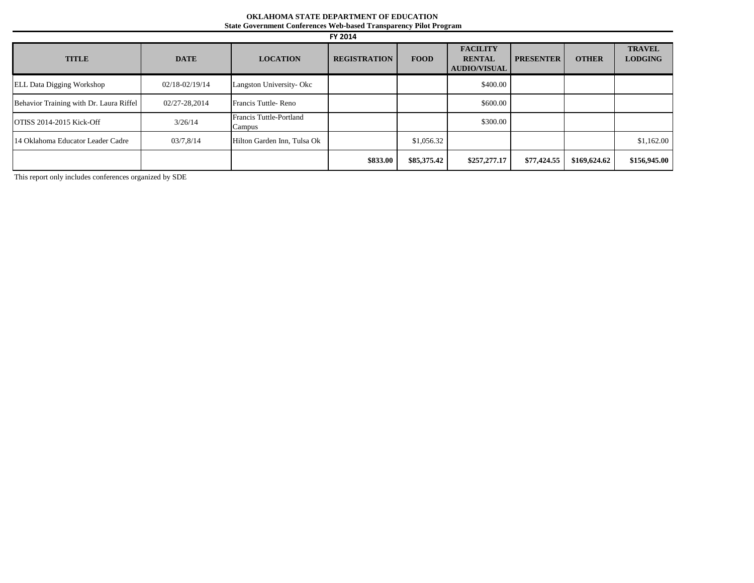**OKLAHOMA STATE DEPARTMENT OF EDUCATION**
**State Government Conferences Web-based Transparency Pilot Program**

**FY 2014**

| TITLE | DATE | LOCATION | REGISTRATION | FOOD | FACILITY RENTAL AUDIO/VISUAL | PRESENTER | OTHER | TRAVEL LODGING |
|---|---|---|---|---|---|---|---|---|
| ELL Data Digging Workshop | 02/18-02/19/14 | Langston University- Okc | | | $400.00 | | | |
| Behavior Training with Dr. Laura Riffel | 02/27-28,2014 | Francis Tuttle- Reno | | | $600.00 | | | |
| OTISS 2014-2015 Kick-Off | 3/26/14 | Francis Tuttle-Portland Campus | | | $300.00 | | | |
| 14 Oklahoma Educator Leader Cadre | 03/7,8/14 | Hilton Garden Inn, Tulsa Ok | | $1,056.32 | | | | $1,162.00 |
| | | | **$833.00** | **$85,375.42** | **$257,277.17** | **$77,424.55** | **$169,624.62** | **$156,945.00** |

This report only includes conferences organized by SDE